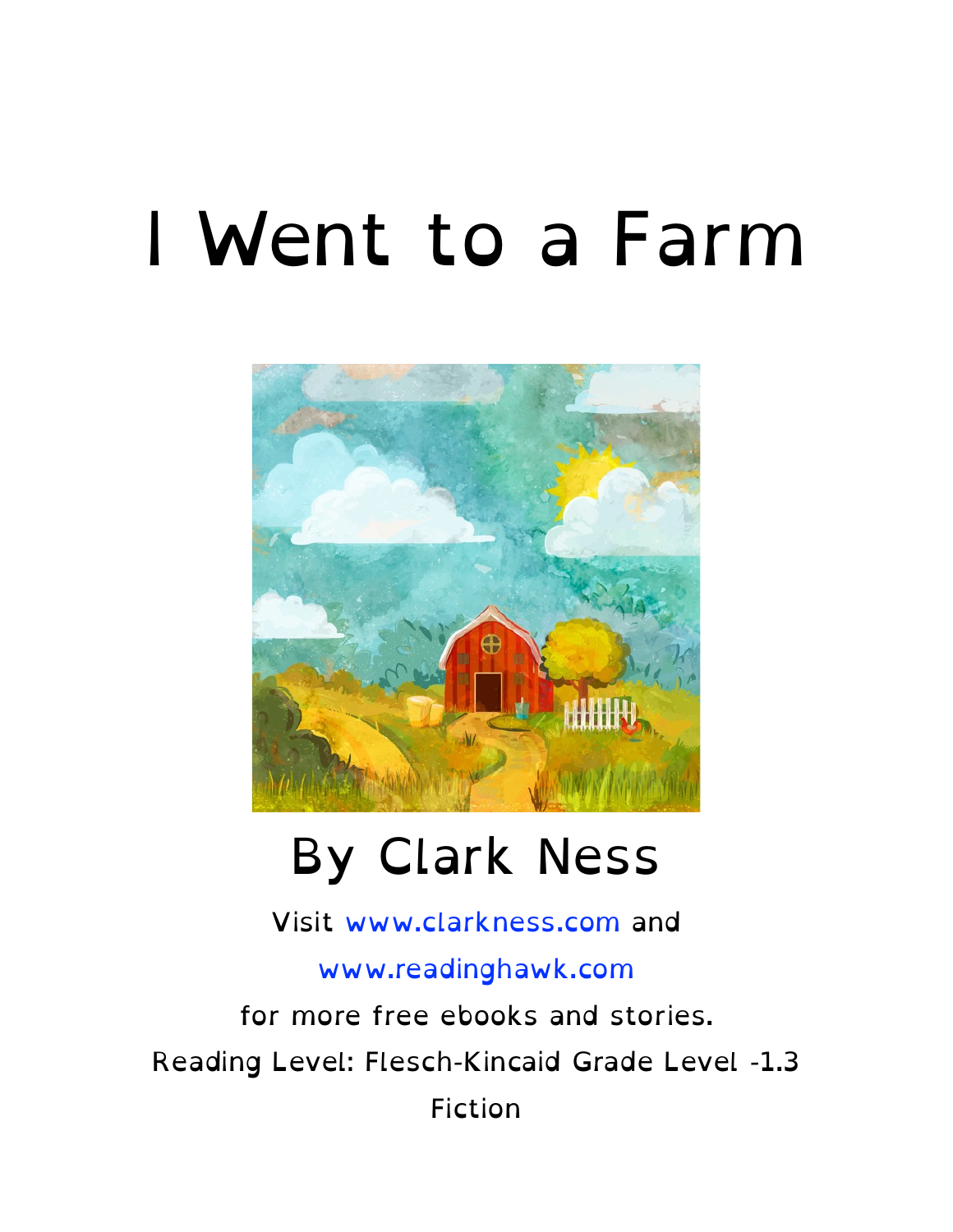# I Went to a Farm

By Clark Ness

Visit www.clarkness.com and

www.readinghawk.com

for more free ebooks and stories.

Reading Level: Flesch-Kincaid Grade Level -1.3

Fiction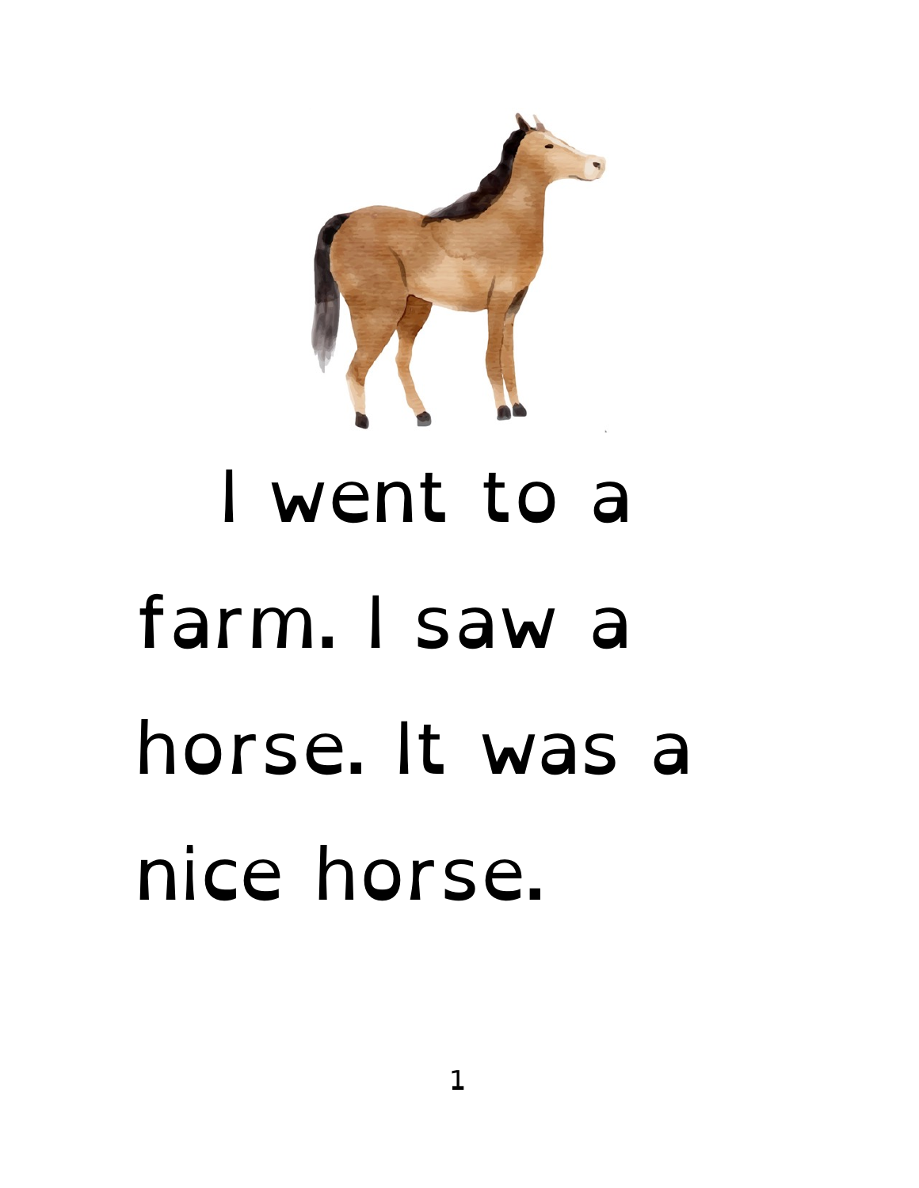I went to a farm. I saw a horse. It was a nice horse.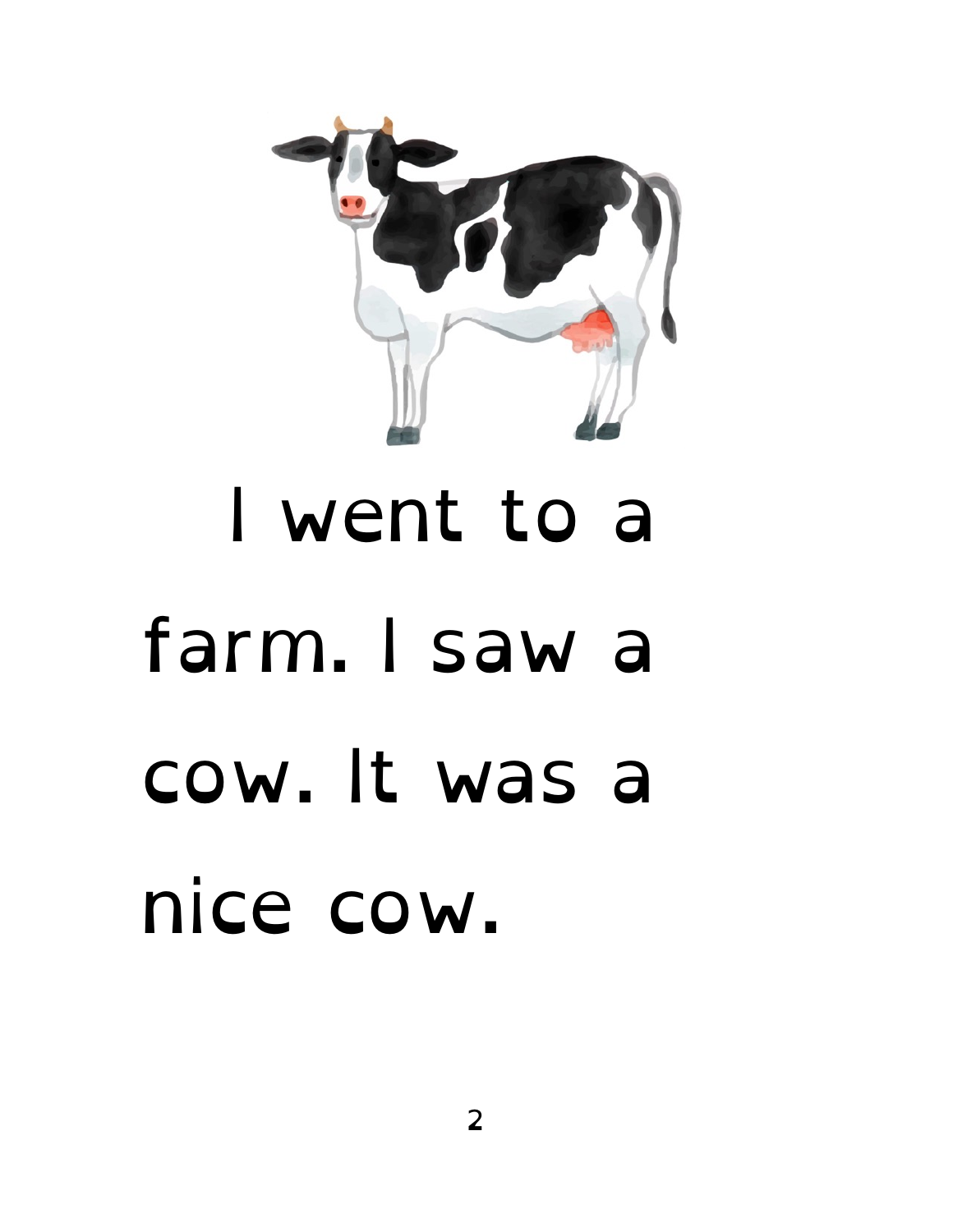I went to a farm. I saw a cow. It was a nice cow.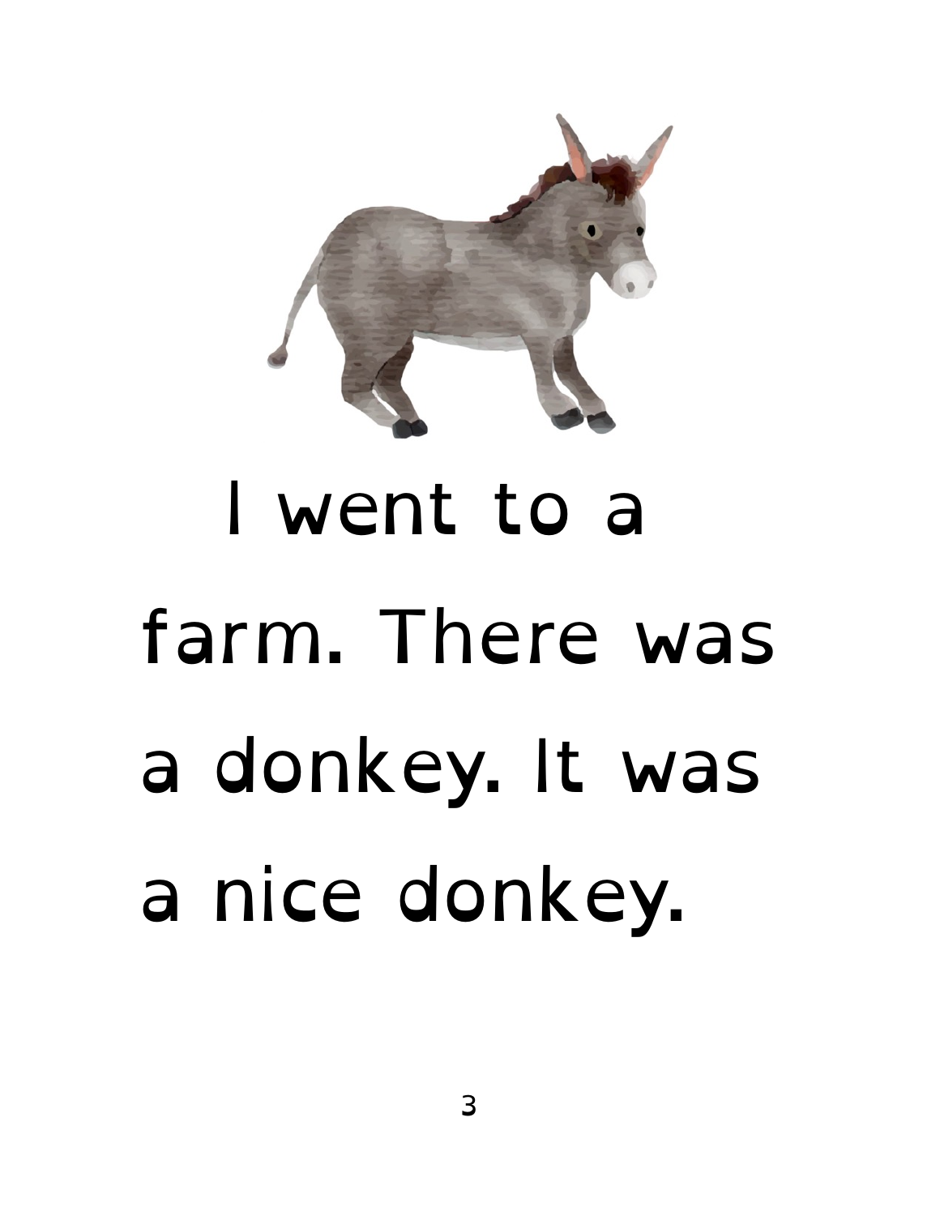I went to a farm. There was a donkey. It was a nice donkey.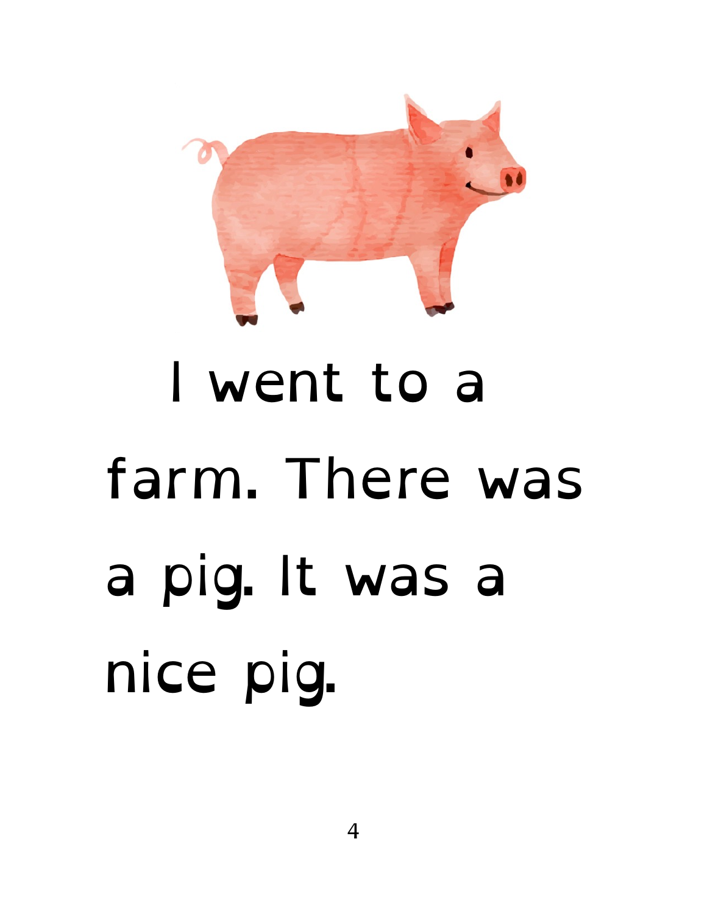I went to a farm. There was a pig. It was a nice pig.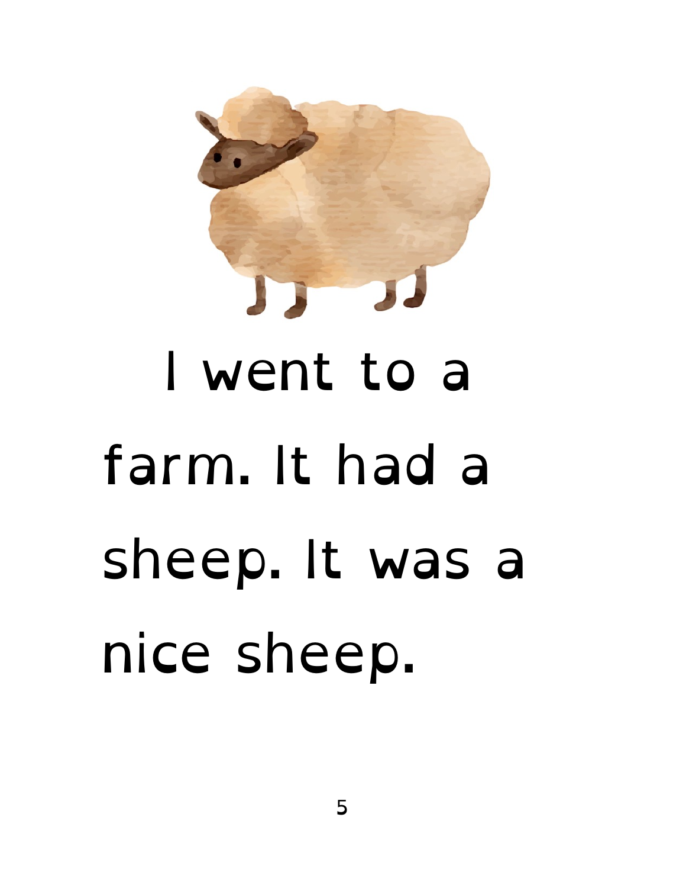I went to a farm. It had a sheep. It was a nice sheep.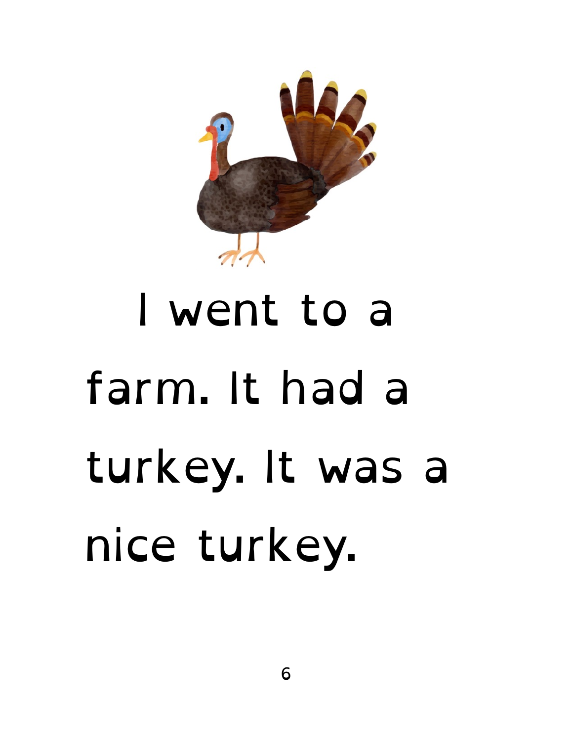I went to a farm. It had a turkey. It was a nice turkey.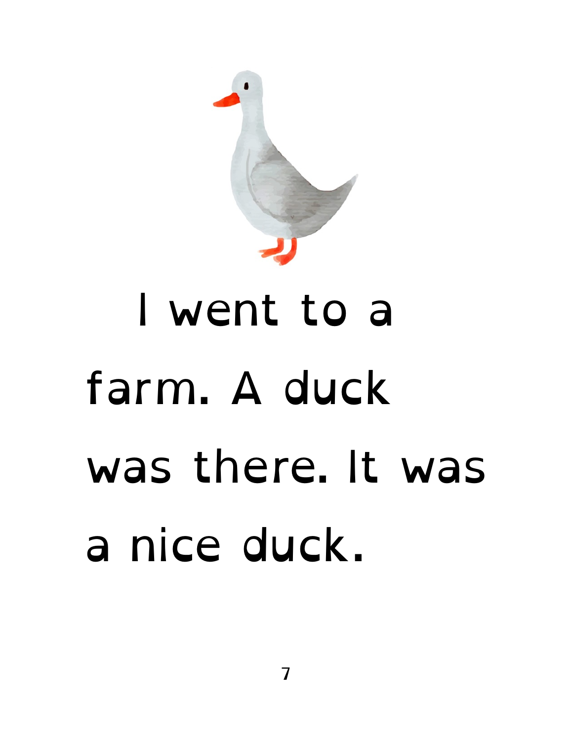I went to a farm. A duck was there. It was a nice duck.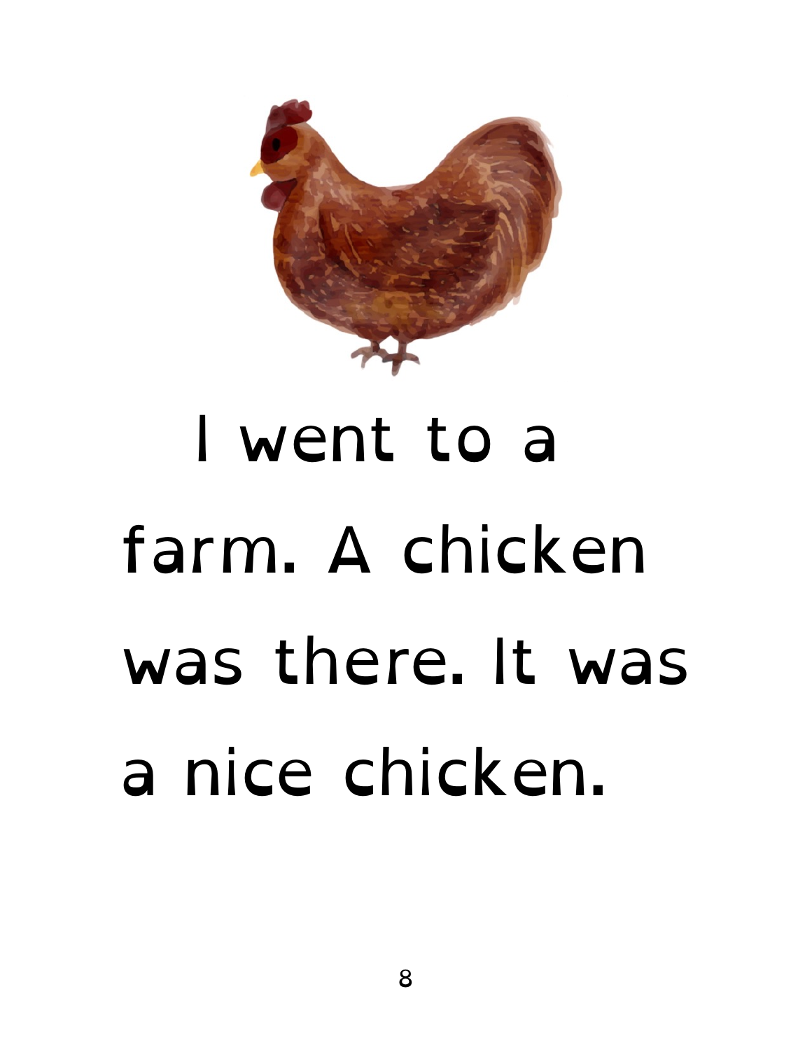I went to a farm. A chicken was there. It was a nice chicken.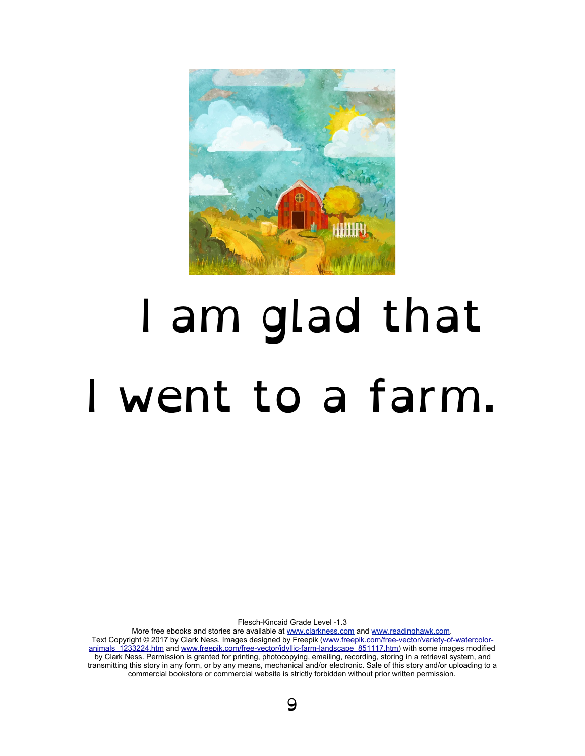I am glad that I went to a farm.

Flesch-Kincaid Grade Level -1.3

More free ebooks and stories are available at www.clarkness.com and www.readinghawk.com.

Text Copyright © 2017 by Clark Ness. Images designed by Freepik (www.freepik.com/free-vector/variety-of-watercolor-animals_1233224.htm and www.freepik.com/free-vector/idyllic-farm-landscape_851117.htm) with some images modified by Clark Ness. Permission is granted for printing, photocopying, emailing, recording, storing in a retrieval system, and transmitting this story in any form, or by any means, mechanical and/or electronic. Sale of this story and/or uploading to a commercial bookstore or commercial website is strictly forbidden without prior written permission.